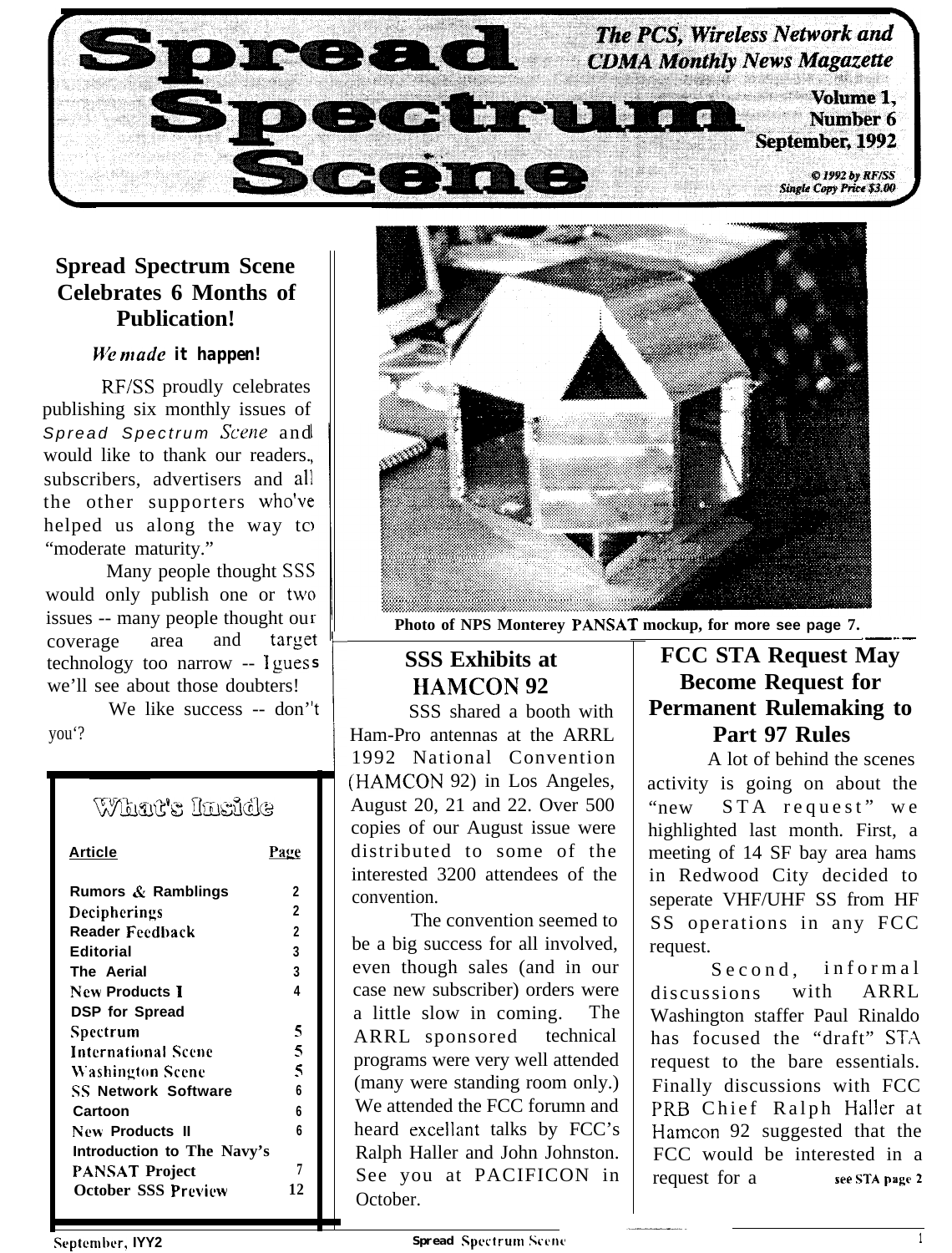# Spread Spectrum Scene

*The PCS, Wireless Network and CDMA Monthly News Magazette*

Volume 1, Number 6
September, 1992

*© 1992 by RF/SS*
*Single Copy Price $3.00*

## Spread Spectrum Scene Celebrates 6 Months of Publication!

*We made* **it happen!**

RF/SS proudly celebrates publishing six monthly issues of *Spread Spectrum Scene* and would like to thank our readers, subscribers, advertisers and all the other supporters who've helped us along the way to "moderate maturity."

Many people thought SSS would only publish one or two issues -- many people thought our coverage area and target technology too narrow -- I guess we'll see about those doubters!

We like success -- don't you?

### What's Inside

| Article | Page |
|---|---|
| Rumors & Ramblings | 2 |
| Decipherings | 2 |
| Reader Feedback | 2 |
| Editorial | 3 |
| The Aerial | 3 |
| New Products I | 4 |
| DSP for Spread Spectrum | 5 |
| International Scene | 5 |
| Washington Scene | 5 |
| SS Network Software | 6 |
| Cartoon | 6 |
| New Products II | 6 |
| Introduction to The Navy's PANSAT Project | 7 |
| October SSS Preview | 12 |

Photo of NPS Monterey PANSAT mockup, for more see page 7.

## SSS Exhibits at HAMCON 92

SSS shared a booth with Ham-Pro antennas at the ARRL 1992 National Convention (HAMCON 92) in Los Angeles, August 20, 21 and 22. Over 500 copies of our August issue were distributed to some of the interested 3200 attendees of the convention.

The convention seemed to be a big success for all involved, even though sales (and in our case new subscriber) orders were a little slow in coming. The ARRL sponsored technical programs were very well attended (many were standing room only.) We attended the FCC forumn and heard excellant talks by FCC's Ralph Haller and John Johnston. See you at PACIFICON in October.

## FCC STA Request May Become Request for Permanent Rulemaking to Part 97 Rules

A lot of behind the scenes activity is going on about the "new STA request" we highlighted last month. First, a meeting of 14 SF bay area hams in Redwood City decided to seperate VHF/UHF SS from HF SS operations in any FCC request.

Second, informal discussions with ARRL Washington staffer Paul Rinaldo has focused the "draft" STA request to the bare essentials. Finally discussions with FCC PRB Chief Ralph Haller at Hamcon 92 suggested that the FCC would be interested in a request for a **see STA page 2**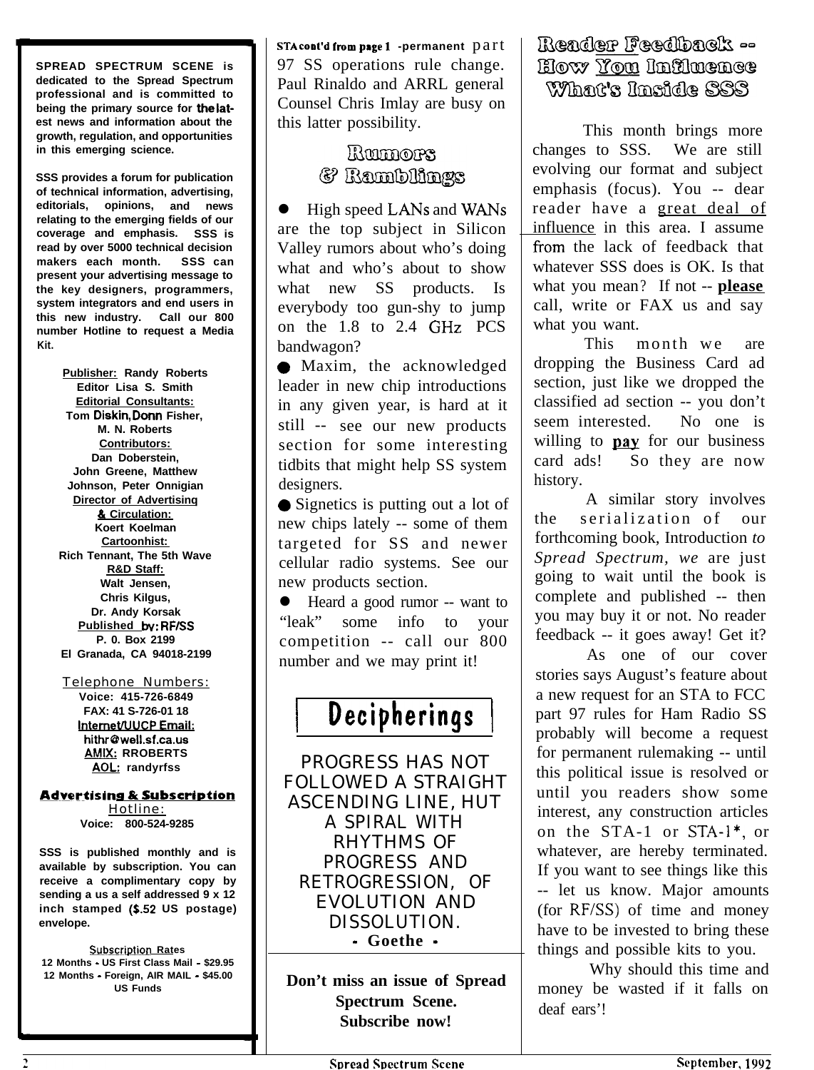SPREAD SPECTRUM SCENE is dedicated to the Spread Spectrum professional and is committed to being the primary source for the latest news and information about the growth, regulation, and opportunities in this emerging science.

SSS provides a forum for publication of technical information, advertising, editorials, opinions, and news relating to the emerging fields of our coverage and emphasis. SSS is read by over 5000 technical decision makers each month. SSS can present your advertising message to the key designers, programmers, system integrators and end users in this new industry. Call our 800 number Hotline to request a Media Kit.

Publisher: Randy Roberts
Editor Lisa S. Smith
Editorial Consultants:
Tom Diskin, Donn Fisher, M. N. Roberts
Contributors:
Dan Doberstein, John Greene, Matthew Johnson, Peter Onnigian
Director of Advertising & Circulation:
Koert Koelman
Cartoonhist:
Rich Tennant, The 5th Wave
R&D Staff:
Walt Jensen, Chris Kilgus, Dr. Andy Korsak
Published by: RF/SS
P. 0. Box 2199
El Granada, CA 94018-2199

Telephone Numbers:
Voice: 415-726-6849
FAX: 41 S-726-01 18
Internet/UUCP Email:
hithr@well.sf.ca.us
AMIX: RROBERTS
AOL: randyrfss

**Advertising & Subscription Hotline:**
Voice: 800-524-9285

SSS is published monthly and is available by subscription. You can receive a complimentary copy by sending a us a self addressed 9 x 12 inch stamped ($.52 US postage) envelope.

Subscription Rates
12 Months - US First Class Mail - $29.95
12 Months - Foreign, AIR MAIL - $45.00 US Funds

**STA cont'd from page 1** -permanent part 97 SS operations rule change. Paul Rinaldo and ARRL general Counsel Chris Imlay are busy on this latter possibility.

## Rumors & Ramblings

- High speed LANs and WANs are the top subject in Silicon Valley rumors about who's doing what and who's about to show what new SS products. Is everybody too gun-shy to jump on the 1.8 to 2.4 GHz PCS bandwagon?
- Maxim, the acknowledged leader in new chip introductions in any given year, is hard at it still -- see our new products section for some interesting tidbits that might help SS system designers.
- Signetics is putting out a lot of new chips lately -- some of them targeted for SS and newer cellular radio systems. See our new products section.
- Heard a good rumor -- want to "leak" some info to your competition -- call our 800 number and we may print it!

## Decipherings

PROGRESS HAS NOT FOLLOWED A STRAIGHT ASCENDING LINE, HUT A SPIRAL WITH RHYTHMS OF PROGRESS AND RETROGRESSION, OF EVOLUTION AND DISSOLUTION.

**- Goethe -**

**Don't miss an issue of Spread Spectrum Scene. Subscribe now!**

## Reader Feedback -- How You Influence What's Inside SSS

This month brings more changes to SSS. We are still evolving our format and subject emphasis (focus). You -- dear reader have a great deal of influence in this area. I assume from the lack of feedback that whatever SSS does is OK. Is that what you mean? If not -- **please** call, write or FAX us and say what you want.

This month we are dropping the Business Card ad section, just like we dropped the classified ad section -- you don't seem interested. No one is willing to **pay** for our business card ads! So they are now history.

A similar story involves the serialization of our forthcoming book, Introduction *to Spread Spectrum, we* are just going to wait until the book is complete and published -- then you may buy it or not. No reader feedback -- it goes away! Get it?

As one of our cover stories says August's feature about a new request for an STA to FCC part 97 rules for Ham Radio SS probably will become a request for permanent rulemaking -- until this political issue is resolved or until you readers show some interest, any construction articles on the STA-1 or STA-1*, or whatever, are hereby terminated. If you want to see things like this -- let us know. Major amounts (for RF/SS) of time and money have to be invested to bring these things and possible kits to you.

Why should this time and money be wasted if it falls on deaf ears'!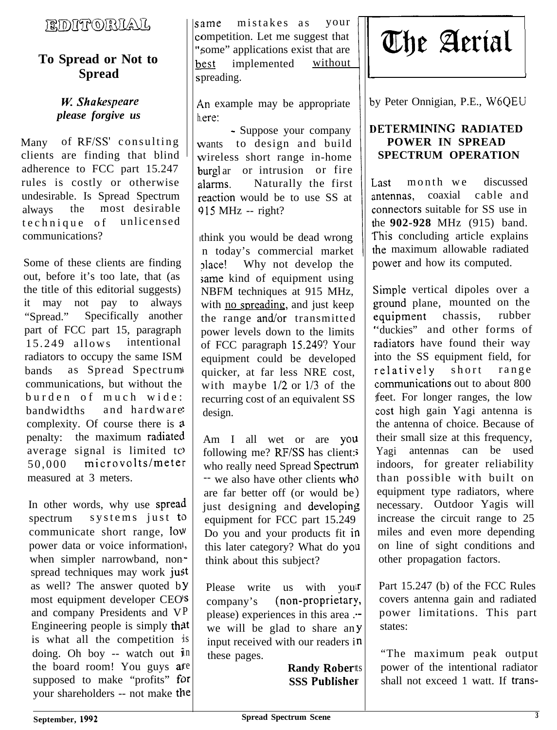## EDITORIAL

### To Spread or Not to Spread

***W. Shakespeare please forgive us***

Many of RF/SS' consulting clients are finding that blind adherence to FCC part 15.247 rules is costly or otherwise undesirable. Is Spread Spectrum always the most desirable technique of unlicensed communications?

Some of these clients are finding out, before it's too late, that (as the title of this editorial suggests) it may not pay to always "Spread." Specifically another part of FCC part 15, paragraph 15.249 allows intentional radiators to occupy the same ISM bands as Spread Spectrum communications, but without the burden of much wide bandwidths and hardware complexity. Of course there is a penalty: the maximum radiated average signal is limited to 50,000 microvolts/meter measured at 3 meters.

In other words, why use spread spectrum systems just to communicate short range, low power data or voice information, when simpler narrowband, non-spread techniques may work just as well? The answer quoted by most equipment developer CEO's and company Presidents and VP Engineering people is simply that is what all the competition is doing. Oh boy -- watch out in the board room! You guys are supposed to make "profits" for your shareholders -- not make the same mistakes as your competition. Let me suggest that "some" applications exist that are best implemented without spreading.

An example may be appropriate here:

- Suppose your company wants to design and build wireless short range in-home burglar or intrusion or fire alarms. Naturally the first reaction would be to use SS at 915 MHz -- right?

I think you would be dead wrong in today's commercial market place! Why not develop the same kind of equipment using NBFM techniques at 915 MHz, with no spreading, and just keep the range and/or transmitted power levels down to the limits of FCC paragraph 15.249? Your equipment could be developed quicker, at far less NRE cost, with maybe 1/2 or 1/3 of the recurring cost of an equivalent SS design.

Am I all wet or are you following me? RF/SS has clients who really need Spread Spectrum -- we also have other clients who are far better off (or would be) just designing and developing equipment for FCC part 15.249. Do you and your products fit in this later category? What do you think about this subject?

Please write us with your company's (non-proprietary, please) experiences in this area -- we will be glad to share any input received with our readers in these pages.

**Randy Roberts**
**SSS Publisher**

## The Aerial

by Peter Onnigian, P.E., W6QEU

### DETERMINING RADIATED POWER IN SPREAD SPECTRUM OPERATION

Last month we discussed antennas, coaxial cable and connectors suitable for SS use in the **902-928** MHz (915) band. This concluding article explains the maximum allowable radiated power and how its computed.

Simple vertical dipoles over a ground plane, mounted on the equipment chassis, rubber "duckies" and other forms of radiators have found their way into the SS equipment field, for relatively short range communications out to about 800 feet. For longer ranges, the low cost high gain Yagi antenna is the antenna of choice. Because of their small size at this frequency, Yagi antennas can be used indoors, for greater reliability than possible with built on equipment type radiators, where necessary. Outdoor Yagis will increase the circuit range to 25 miles and even more depending on line of sight conditions and other propagation factors.

Part 15.247 (b) of the FCC Rules covers antenna gain and radiated power limitations. This part states:

"The maximum peak output power of the intentional radiator shall not exceed 1 watt. If trans-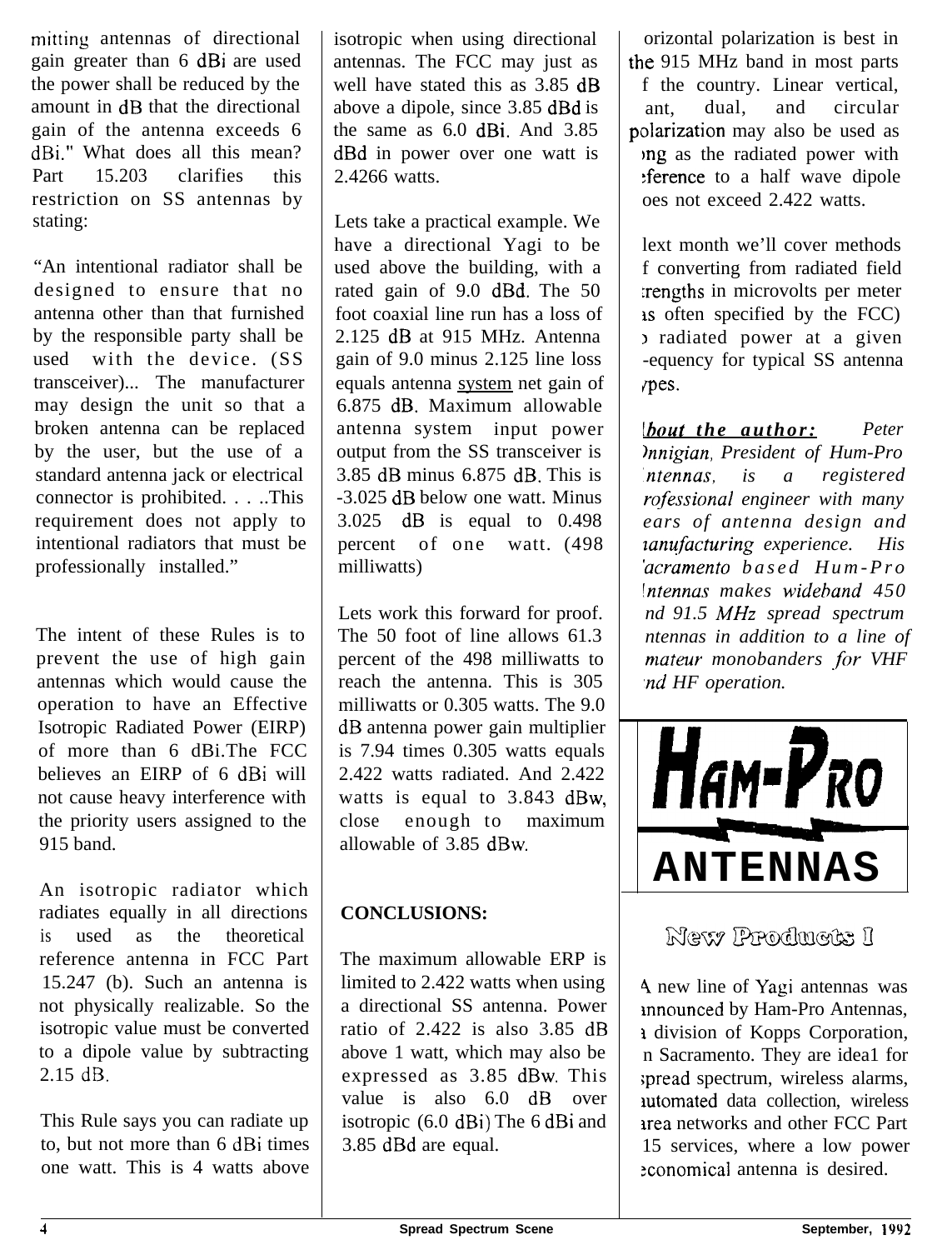mitting antennas of directional gain greater than 6 dBi are used the power shall be reduced by the amount in dB that the directional gain of the antenna exceeds 6 dBi." What does all this mean? Part 15.203 clarifies this restriction on SS antennas by stating:

"An intentional radiator shall be designed to ensure that no antenna other than that furnished by the responsible party shall be used with the device. (SS transceiver)... The manufacturer may design the unit so that a broken antenna can be replaced by the user, but the use of a standard antenna jack or electrical connector is prohibited. . . ..This requirement does not apply to intentional radiators that must be professionally installed."

The intent of these Rules is to prevent the use of high gain antennas which would cause the operation to have an Effective Isotropic Radiated Power (EIRP) of more than 6 dBi.The FCC believes an EIRP of 6 dBi will not cause heavy interference with the priority users assigned to the 915 band.

An isotropic radiator which radiates equally in all directions is used as the theoretical reference antenna in FCC Part 15.247 (b). Such an antenna is not physically realizable. So the isotropic value must be converted to a dipole value by subtracting 2.15 dB.

This Rule says you can radiate up to, but not more than 6 dBi times one watt. This is 4 watts above isotropic when using directional antennas. The FCC may just as well have stated this as 3.85 dB above a dipole, since 3.85 dBd is the same as 6.0 dBi. And 3.85 dBd in power over one watt is 2.4266 watts.

Lets take a practical example. We have a directional Yagi to be used above the building, with a rated gain of 9.0 dBd. The 50 foot coaxial line run has a loss of 2.125 dB at 915 MHz. Antenna gain of 9.0 minus 2.125 line loss equals antenna system net gain of 6.875 dB. Maximum allowable antenna system input power output from the SS transceiver is 3.85 dB minus 6.875 dB. This is -3.025 dB below one watt. Minus 3.025 dB is equal to 0.498 percent of one watt. (498 milliwatts)

Lets work this forward for proof. The 50 foot of line allows 61.3 percent of the 498 milliwatts to reach the antenna. This is 305 milliwatts or 0.305 watts. The 9.0 dB antenna power gain multiplier is 7.94 times 0.305 watts equals 2.422 watts radiated. And 2.422 watts is equal to 3.843 dBw, close enough to maximum allowable of 3.85 dBw.

**CONCLUSIONS:**

The maximum allowable ERP is limited to 2.422 watts when using a directional SS antenna. Power ratio of 2.422 is also 3.85 dB above 1 watt, which may also be expressed as 3.85 dBw. This value is also 6.0 dB over isotropic (6.0 dBi) The 6 dBi and 3.85 dBd are equal.

Horizontal polarization is best in the 915 MHz band in most parts of the country. Linear vertical, slant, dual, and circular polarization may also be used as long as the radiated power with reference to a half wave dipole does not exceed 2.422 watts.

Next month we'll cover methods of converting from radiated field strengths in microvolts per meter (as often specified by the FCC) to radiated power at a given frequency for typical SS antenna types.

*__About the author:__ Peter Onnigian, President of Hum-Pro Antennas, is a registered professional engineer with many years of antenna design and manufacturing experience. His Sacramento based Hum-Pro Antennas makes wideband 450 and 91.5 MHz spread spectrum antennas in addition to a line of amateur monobanders for VHF and HF operation.*

HAM-PRO ANTENNAS

## New Products I

A new line of Yagi antennas was announced by Ham-Pro Antennas, a division of Kopps Corporation, in Sacramento. They are idea1 for spread spectrum, wireless alarms, automated data collection, wireless area networks and other FCC Part 15 services, where a low power economical antenna is desired.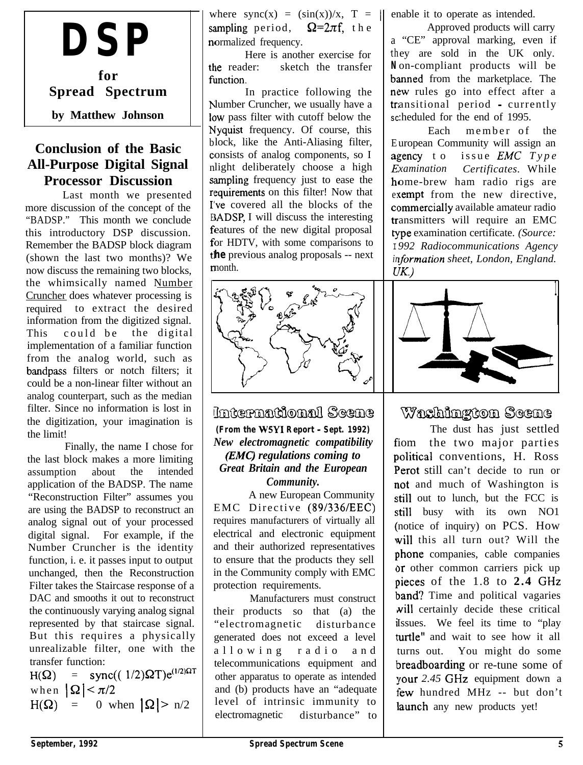# DSP

## for Spread Spectrum

**by Matthew Johnson**

## Conclusion of the Basic All-Purpose Digital Signal Processor Discussion

Last month we presented more discussion of the concept of the "BADSP." This month we conclude this introductory DSP discussion. Remember the BADSP block diagram (shown the last two months)? We now discuss the remaining two blocks, the whimsically named Number Cruncher does whatever processing is required to extract the desired information from the digitized signal. This could be the digital implementation of a familiar function from the analog world, such as bandpass filters or notch filters; it could be a non-linear filter without an analog counterpart, such as the median filter. Since no information is lost in the digitization, your imagination is the limit!

Finally, the name I chose for the last block makes a more limiting assumption about the intended application of the BADSP. The name "Reconstruction Filter" assumes you are using the BADSP to reconstruct an analog signal out of your processed digital signal. For example, if the Number Cruncher is the identity function, i. e. it passes input to output unchanged, then the Reconstruction Filter takes the Staircase response of a DAC and smooths it out to reconstruct the continuously varying analog signal represented by that staircase signal. But this requires a physically unrealizable filter, one with the transfer function:

$H(\Omega) = \text{sync}((1/2)\Omega T)e^{(1/2)\Omega T}$ when $|\Omega| < \pi/2$

$H(\Omega) = 0$ when $|\Omega| > n/2$

where $\text{sync}(x) = (\sin(x))/x$, $T$ = sampling period, $\Omega=2\pi f$, the normalized frequency.

Here is another exercise for the reader: sketch the transfer function.

In practice following the Number Cruncher, we usually have a low pass filter with cutoff below the Nyquist frequency. Of course, this block, like the Anti-Aliasing filter, consists of analog components, so I might deliberately choose a high sampling frequency just to ease the requirements on this filter! Now that I've covered all the blocks of the BADSP, I will discuss the interesting features of the new digital proposal for HDTV, with some comparisons to the previous analog proposals -- next month.

## International Scene

**(From the W5YI Report - Sept. 1992)**

***New electromagnetic compatibility (EMC) regulations coming to Great Britain and the European Community.***

A new European Community EMC Directive (89/336/EEC) requires manufacturers of virtually all electrical and electronic equipment and their authorized representatives to ensure that the products they sell in the Community comply with EMC protection requirements.

Manufacturers must construct their products so that (a) the "electromagnetic disturbance generated does not exceed a level allowing radio and telecommunications equipment and other apparatus to operate as intended and (b) products have an "adequate level of intrinsic immunity to electromagnetic disturbance" to enable it to operate as intended.

Approved products will carry a "CE" approval marking, even if they are sold in the UK only. Non-compliant products will be banned from the marketplace. The new rules go into effect after a transitional period - currently scheduled for the end of 1995.

Each member of the European Community will assign an agency to issue *EMC Type Examination Certificates*. While home-brew ham radio rigs are exempt from the new directive, commercially available amateur radio transmitters will require an EMC type examination certificate. *(Source: 1992 Radiocommunications Agency information sheet, London, England. UK.)*

## Washington Scene

The dust has just settled from the two major parties political conventions, H. Ross Perot still can't decide to run or not and much of Washington is still out to lunch, but the FCC is still busy with its own NO1 (notice of inquiry) on PCS. How will this all turn out? Will the phone companies, cable companies or other common carriers pick up pieces of the 1.8 to 2.4 GHz band? Time and political vagaries will certainly decide these critical issues. We feel its time to "play turtle" and wait to see how it all turns out. You might do some breadboarding or re-tune some of your 2.45 GHz equipment down a few hundred MHz -- but don't launch any new products yet!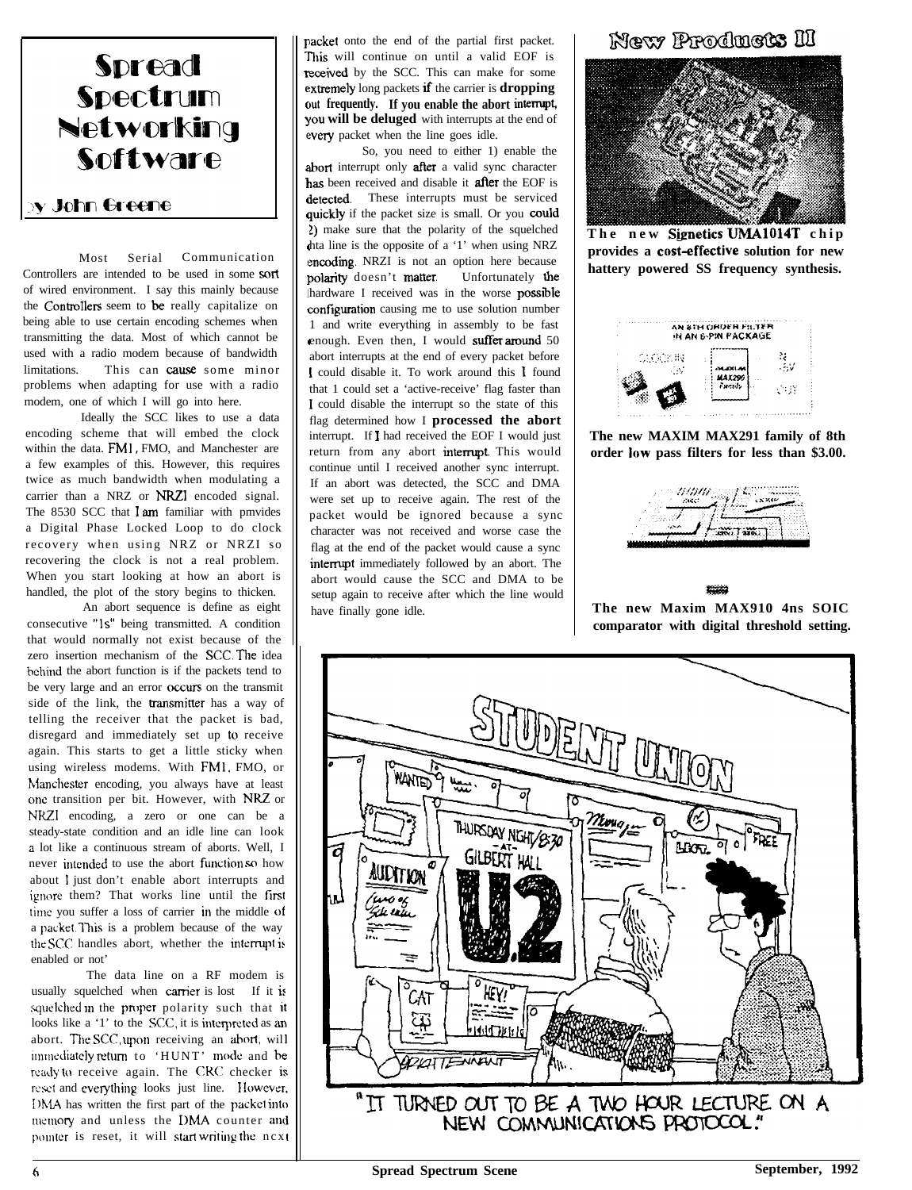# Spread Spectrum Networking Software

**by John Greene**

Most Serial Communication Controllers are intended to be used in some sort of wired environment. I say this mainly because the Controllers seem to be really capitalize on being able to use certain encoding schemes when transmitting the data. Most of which cannot be used with a radio modem because of bandwidth limitations. This can cause some minor problems when adapting for use with a radio modem, one of which I will go into here.

Ideally the SCC likes to use a data encoding scheme that will embed the clock within the data. FM1, FMO, and Manchester are a few examples of this. However, this requires twice as much bandwidth when modulating a carrier than a NRZ or NRZI encoded signal. The 8530 SCC that I am familiar with provides a Digital Phase Locked Loop to do clock recovery when using NRZ or NRZI so recovering the clock is not a real problem. When you start looking at how an abort is handled, the plot of the story begins to thicken.

An abort sequence is define as eight consecutive "1s" being transmitted. A condition that would normally not exist because of the zero insertion mechanism of the SCC. The idea behind the abort function is if the packets tend to be very large and an error occurs on the transmit side of the link, the transmitter has a way of telling the receiver that the packet is bad, disregard and immediately set up to receive again. This starts to get a little sticky when using wireless modems. With FM1, FMO, or Manchester encoding, you always have at least one transition per bit. However, with NRZ or NRZI encoding, a zero or one can be a steady-state condition and an idle line can look a lot like a continuous stream of aborts. Well, I never intended to use the abort function so how about I just don't enable abort interrupts and ignore them? That works line until the first time you suffer a loss of carrier in the middle of a packet. This is a problem because of the way the SCC handles abort, whether the interrupt is enabled or not'

The data line on a RF modem is usually squelched when carrier is lost If it is squelched in the proper polarity such that it looks like a '1' to the SCC, it is interpreted as an abort. The SCC, upon receiving an abort, will immediately return to 'HUNT' mode and be ready to receive again. The CRC checker is reset and everything looks just line. However, DMA has written the first part of the packet into memory and unless the DMA counter and pointer is reset, it will start writing the next packet onto the end of the partial first packet. This will continue on until a valid EOF is received by the SCC. This can make for some extremely long packets if the carrier is **dropping out frequently. If you enable the abort interrupt, you will be deluged** with interrupts at the end of every packet when the line goes idle.

So, you need to either 1) enable the abort interrupt only after a valid sync character has been received and disable it after the EOF is detected. These interrupts must be serviced quickly if the packet size is small. Or you could 2) make sure that the polarity of the squelched data line is the opposite of a '1' when using NRZ encoding. NRZI is not an option here because polarity doesn't matter. Unfortunately the hardware I received was in the worse possible configuration causing me to use solution number 1 and write everything in assembly to be fast enough. Even then, I would suffer around 50 abort interrupts at the end of every packet before I could disable it. To work around this I found that 1 could set a 'active-receive' flag faster than I could disable the interrupt so the state of this flag determined how I **processed the abort** interrupt. If I had received the EOF I would just return from any abort interrupt. This would continue until I received another sync interrupt. If an abort was detected, the SCC and DMA were set up to receive again. The rest of the packet would be ignored because a sync character was not received and worse case the flag at the end of the packet would cause a sync interrupt immediately followed by an abort. The abort would cause the SCC and DMA to be setup again to receive after which the line would have finally gone idle.

# New Products II

**The new Signetics UMA1014T chip provides a cost-effective solution for new battery powered SS frequency synthesis.**

**The new MAXIM MAX291 family of 8th order low pass filters for less than $3.00.**

**The new Maxim MAX910 4ns SOIC comparator with digital threshold setting.**

"IT TURNED OUT TO BE A TWO HOUR LECTURE ON A NEW COMMUNICATIONS PROTOCOL."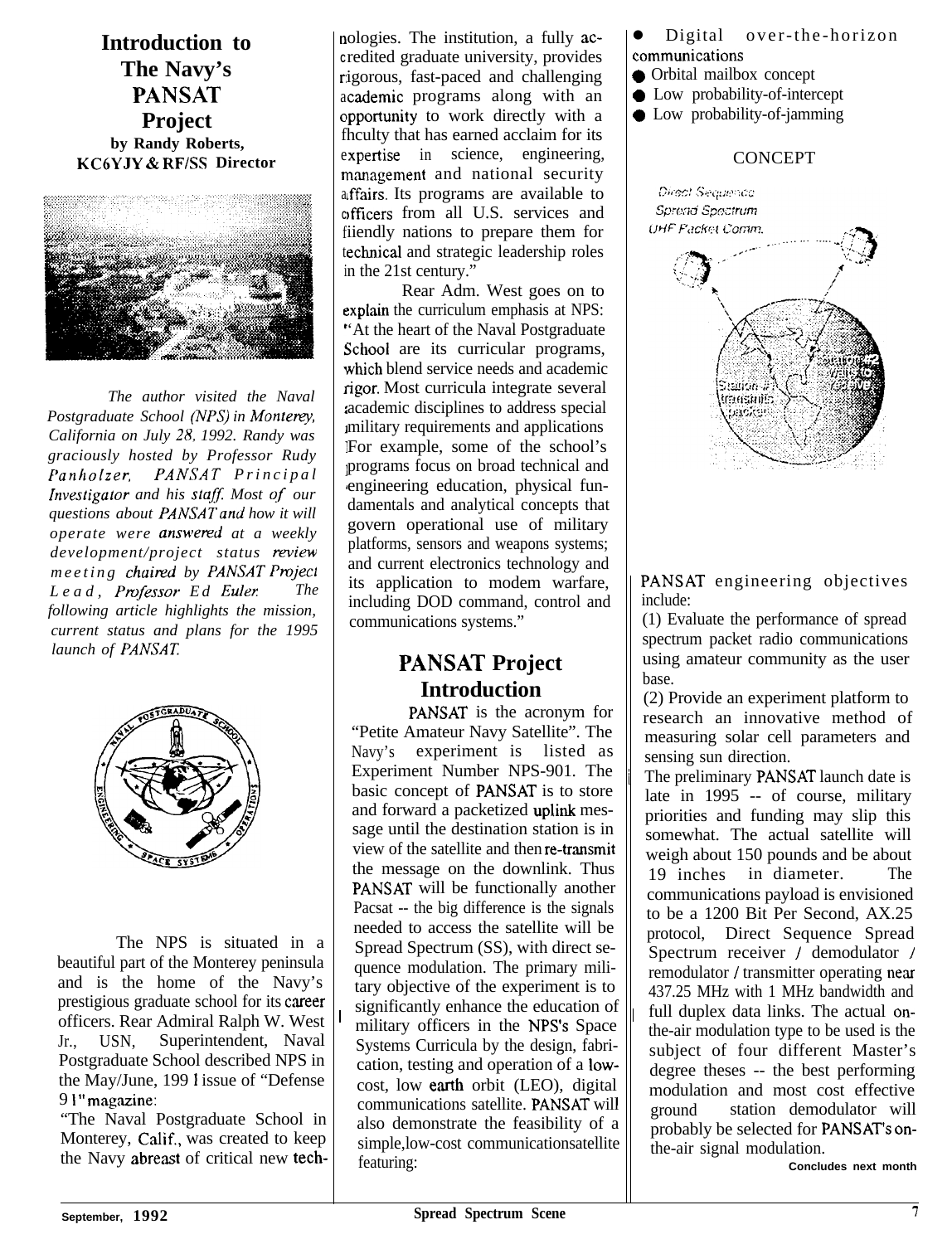# Introduction to The Navy's PANSAT Project

**by Randy Roberts, KC6YJY & RF/SS Director**

*The author visited the Naval Postgraduate School (NPS) in Monterey, California on July 28, 1992. Randy was graciously hosted by Professor Rudy Panholzer, PANSAT Principal Investigator and his staff. Most of our questions about PANSAT and how it will operate were answered at a weekly development/project status review meeting chaired by PANSAT Project Lead, Professor Ed Euler. The following article highlights the mission, current status and plans for the 1995 launch of PANSAT.*

The NPS is situated in a beautiful part of the Monterey peninsula and is the home of the Navy's prestigious graduate school for its career officers. Rear Admiral Ralph W. West Jr., USN, Superintendent, Naval Postgraduate School described NPS in the May/June, 1991 issue of "Defense 91" magazine:

"The Naval Postgraduate School in Monterey, Calif., was created to keep the Navy abreast of critical new technologies. The institution, a fully accredited graduate university, provides rigorous, fast-paced and challenging academic programs along with an opportunity to work directly with a faculty that has earned acclaim for its expertise in science, engineering, management and national security affairs. Its programs are available to officers from all U.S. services and friendly nations to prepare them for technical and strategic leadership roles in the 21st century."

Rear Adm. West goes on to explain the curriculum emphasis at NPS: "At the heart of the Naval Postgraduate School are its curricular programs, which blend service needs and academic rigor. Most curricula integrate several academic disciplines to address special military requirements and applications. For example, some of the school's programs focus on broad technical and engineering education, physical fundamentals and analytical concepts that govern operational use of military platforms, sensors and weapons systems; and current electronics technology and its application to modem warfare, including DOD command, control and communications systems."

## PANSAT Project Introduction

PANSAT is the acronym for "Petite Amateur Navy Satellite". The Navy's experiment is listed as Experiment Number NPS-901. The basic concept of PANSAT is to store and forward a packetized uplink message until the destination station is in view of the satellite and then re-transmit the message on the downlink. Thus PANSAT will be functionally another Pacsat -- the big difference is the signals needed to access the satellite will be Spread Spectrum (SS), with direct sequence modulation. The primary military objective of the experiment is to significantly enhance the education of military officers in the NPS's Space Systems Curricula by the design, fabrication, testing and operation of a low-cost, low earth orbit (LEO), digital communications satellite. PANSAT will also demonstrate the feasibility of a simple,low-cost communicationsatellite featuring:

- Digital over-the-horizon communications
- Orbital mailbox concept
- Low probability-of-intercept
- Low probability-of-jamming

CONCEPT

PANSAT engineering objectives include:

(1) Evaluate the performance of spread spectrum packet radio communications using amateur community as the user base.

(2) Provide an experiment platform to research an innovative method of measuring solar cell parameters and sensing sun direction.

The preliminary PANSAT launch date is late in 1995 -- of course, military priorities and funding may slip this somewhat. The actual satellite will weigh about 150 pounds and be about 19 inches in diameter. The communications payload is envisioned to be a 1200 Bit Per Second, AX.25 protocol, Direct Sequence Spread Spectrum receiver / demodulator / remodulator / transmitter operating near 437.25 MHz with 1 MHz bandwidth and full duplex data links. The actual on-the-air modulation type to be used is the subject of four different Master's degree theses -- the best performing modulation and most cost effective ground station demodulator will probably be selected for PANSAT's on-the-air signal modulation.

**Concludes next month**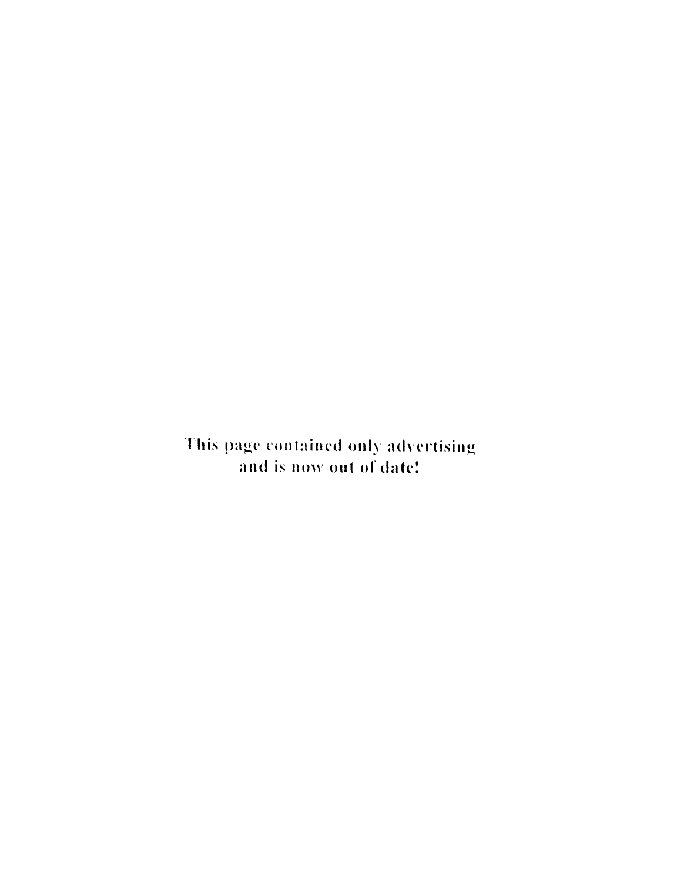This page contained only advertising
and is now out of date!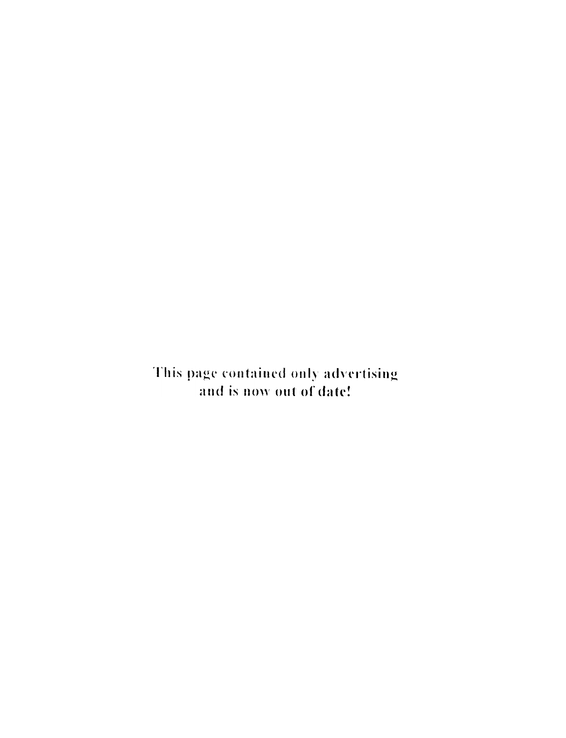This page contained only advertising
and is now out of date!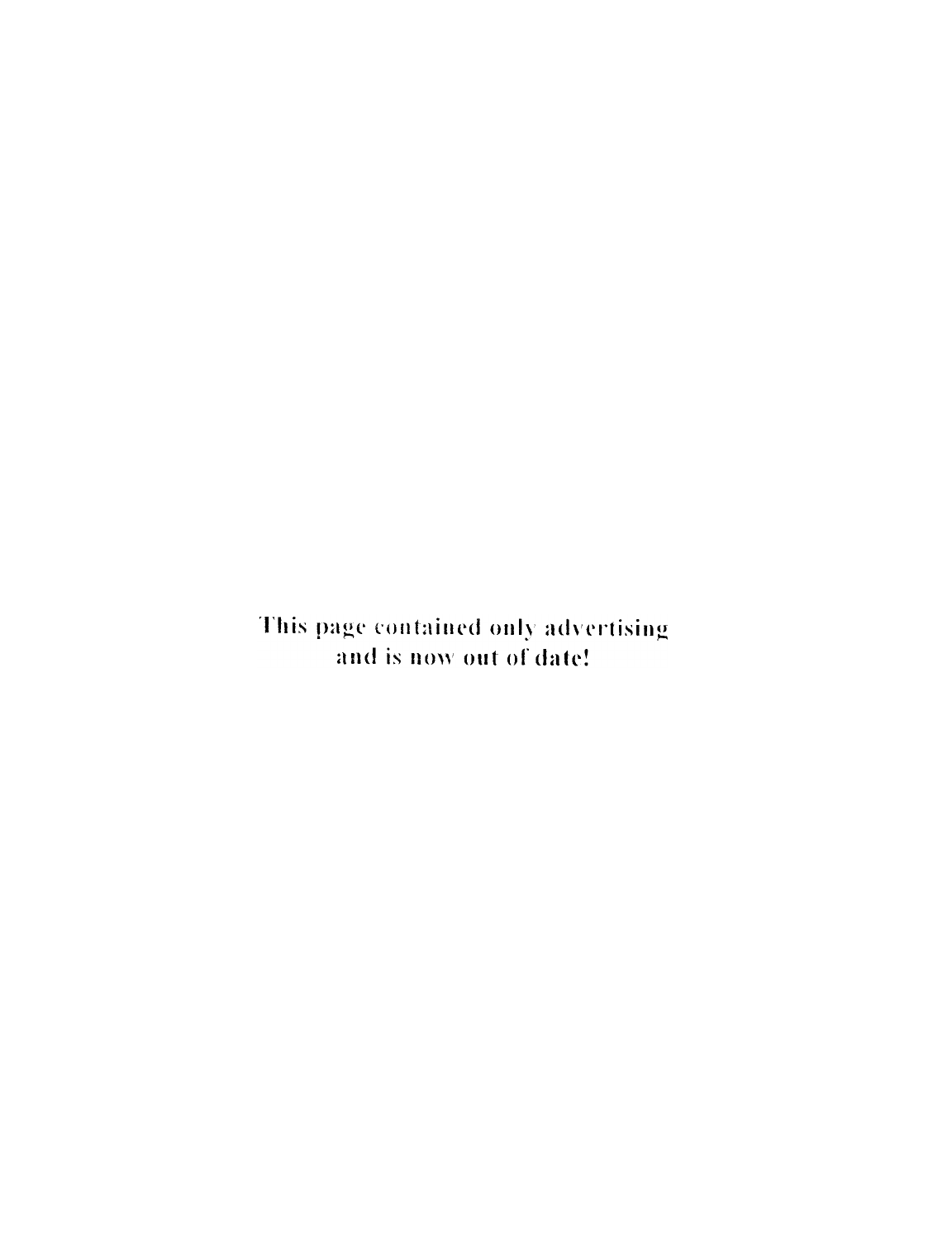This page contained only advertising
and is now out of date!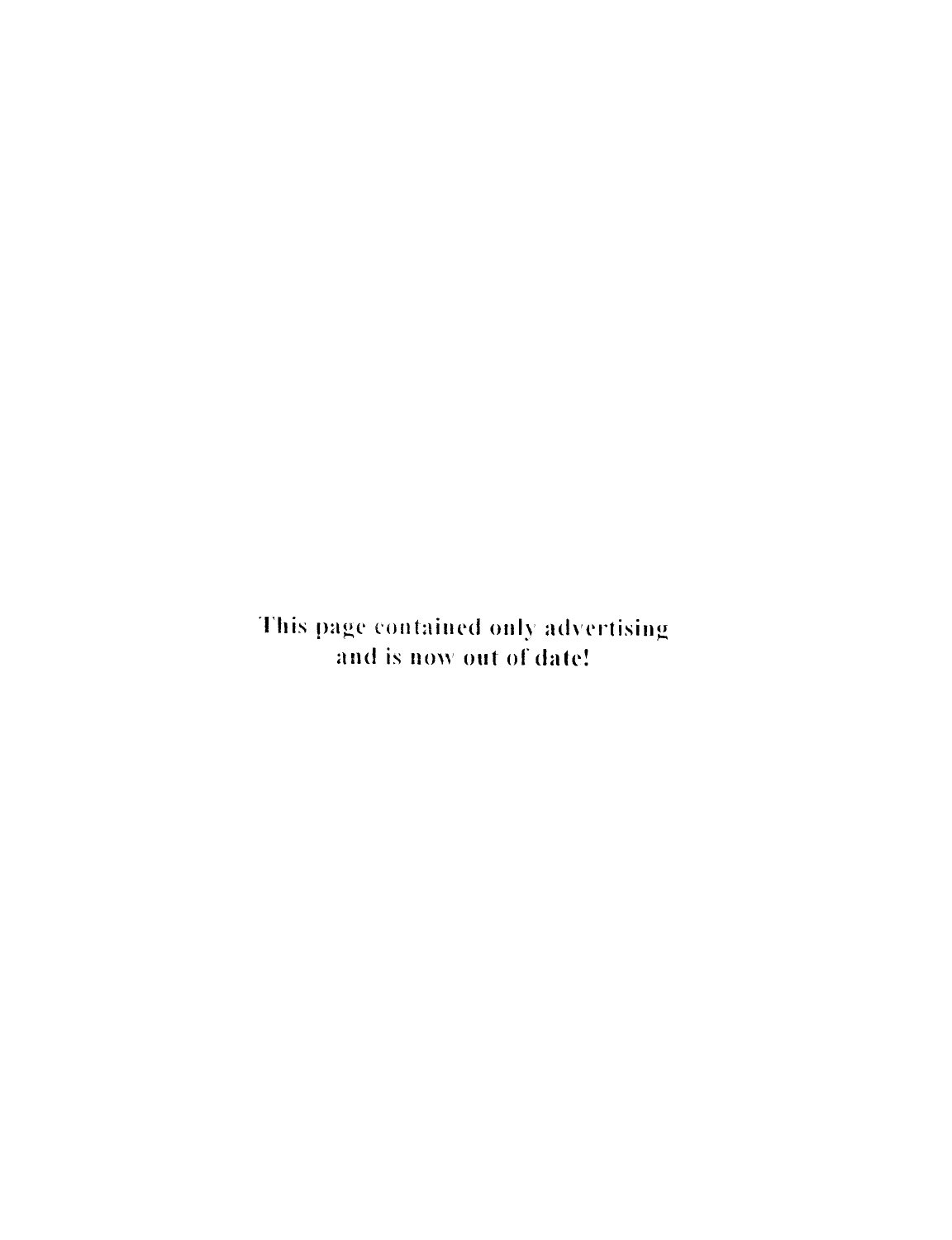This page contained only advertising
and is now out of date!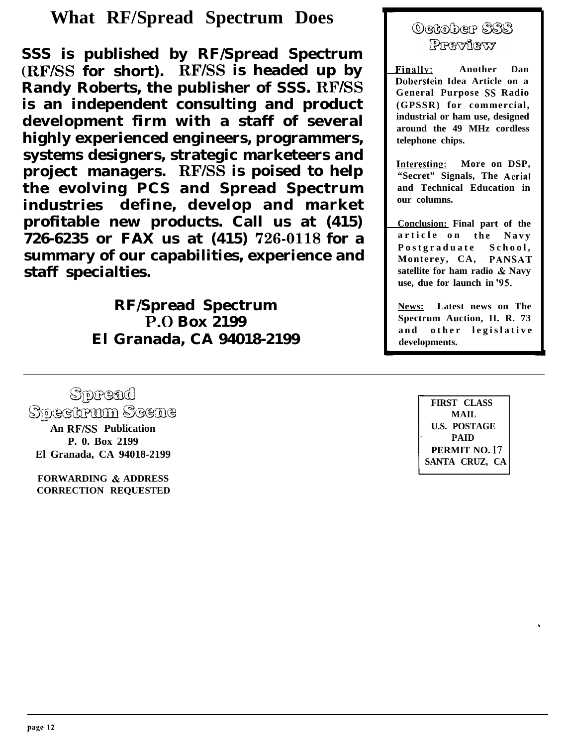# What RF/Spread Spectrum Does

**SSS is published by RF/Spread Spectrum (RF/SS for short). RF/SS is headed up by Randy Roberts, the publisher of SSS. RF/SS is an independent consulting and product development firm with a staff of several highly experienced engineers, programmers, systems designers, strategic marketeers and project managers. RF/SS is poised to help the evolving PCS and Spread Spectrum industries define, develop and market profitable new products. Call us at (415) 726-6235 or FAX us at (415) 726-0118 for a summary of our capabilities, experience and staff specialties.**

**RF/Spread Spectrum**
**P.O Box 2199**
**El Granada, CA 94018-2199**

## October SSS Preview

**Finally:** Another Dan Doberstein Idea Article on a General Purpose SS Radio (GPSSR) for commercial, industrial or ham use, designed around the 49 MHz cordless telephone chips.

**Interesting:** More on DSP, "Secret" Signals, The Aerial and Technical Education in our columns.

**Conclusion:** Final part of the article on the Navy Postgraduate School, Monterey, CA, PANSAT satellite for ham radio & Navy use, due for launch in '95.

**News:** Latest news on The Spectrum Auction, H. R. 73 and other legislative developments.

---

**Spread Spectrum Scene**
**An RF/SS Publication**
**P. 0. Box 2199**
**El Granada, CA 94018-2199**

**FORWARDING & ADDRESS CORRECTION REQUESTED**

**FIRST CLASS MAIL**
**U.S. POSTAGE PAID**
**PERMIT NO. 17**
**SANTA CRUZ, CA**